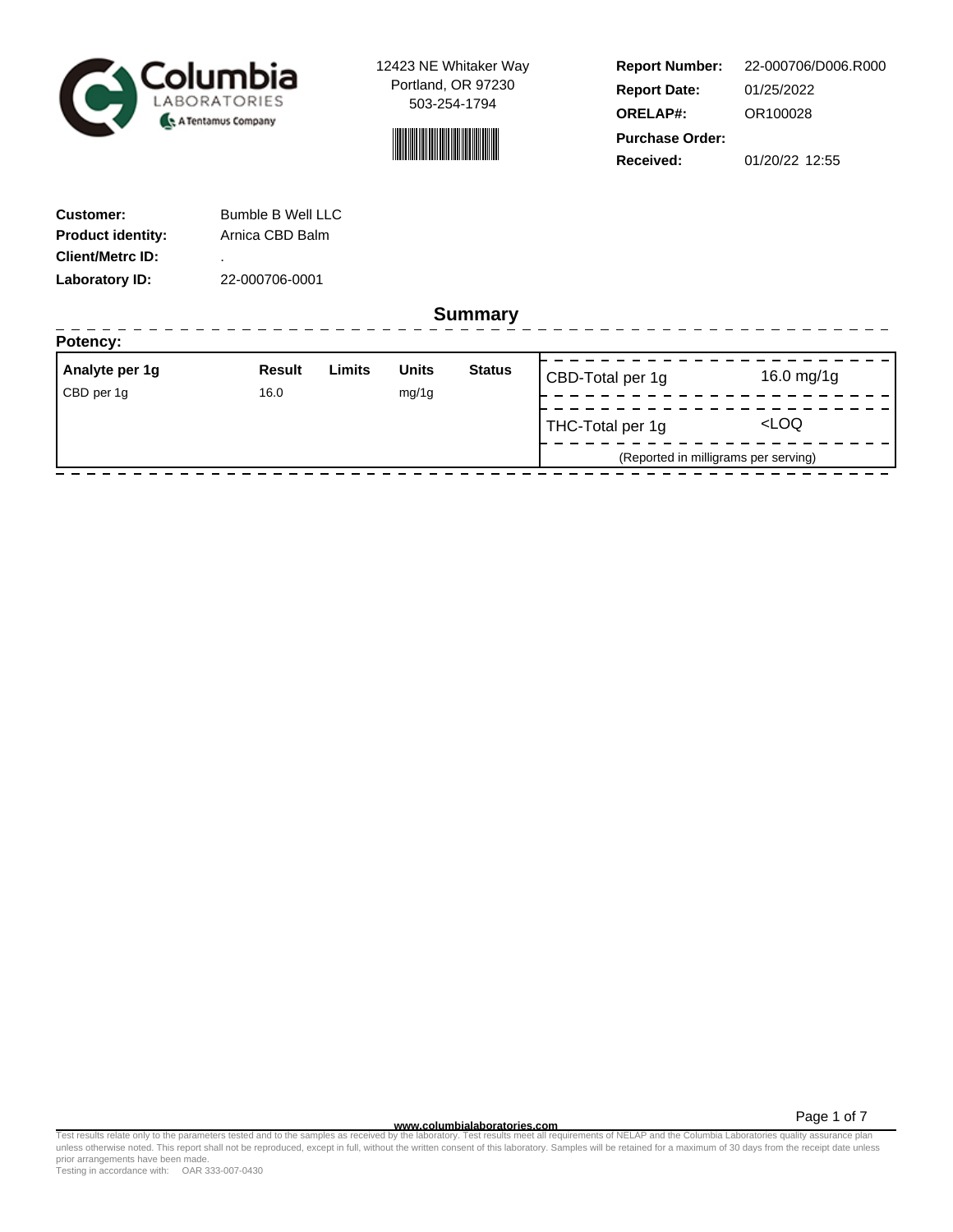Columbia LABORATORIES
A Tentamus Company

12423 NE Whitaker Way
Portland, OR 97230
503-254-1794

| | |
|---|---|
| **Report Number:** | 22-000706/D006.R000 |
| **Report Date:** | 01/25/2022 |
| **ORELAP#:** | OR100028 |
| **Purchase Order:** | |
| **Received:** | 01/20/22 12:55 |

| | |
|---|---|
| **Customer:** | Bumble B Well LLC |
| **Product identity:** | Arnica CBD Balm |
| **Client/Metrc ID:** | . |
| **Laboratory ID:** | 22-000706-0001 |

## Summary

**Potency:**

| Analyte per 1g | Result | Limits | Units | Status |
|---|---|---|---|---|
| CBD per 1g | 16.0 | | mg/1g | |

| | |
|---|---|
| CBD-Total per 1g | 16.0 mg/1g |
| THC-Total per 1g | <LOQ |

(Reported in milligrams per serving)

www.columbialaboratories.com

Test results relate only to the parameters tested and to the samples as received by the laboratory. Test results meet all requirements of NELAP and the Columbia Laboratories quality assurance plan unless otherwise noted. This report shall not be reproduced, except in full, without the written consent of this laboratory. Samples will be retained for a maximum of 30 days from the receipt date unless prior arrangements have been made.
Testing in accordance with: OAR 333-007-0430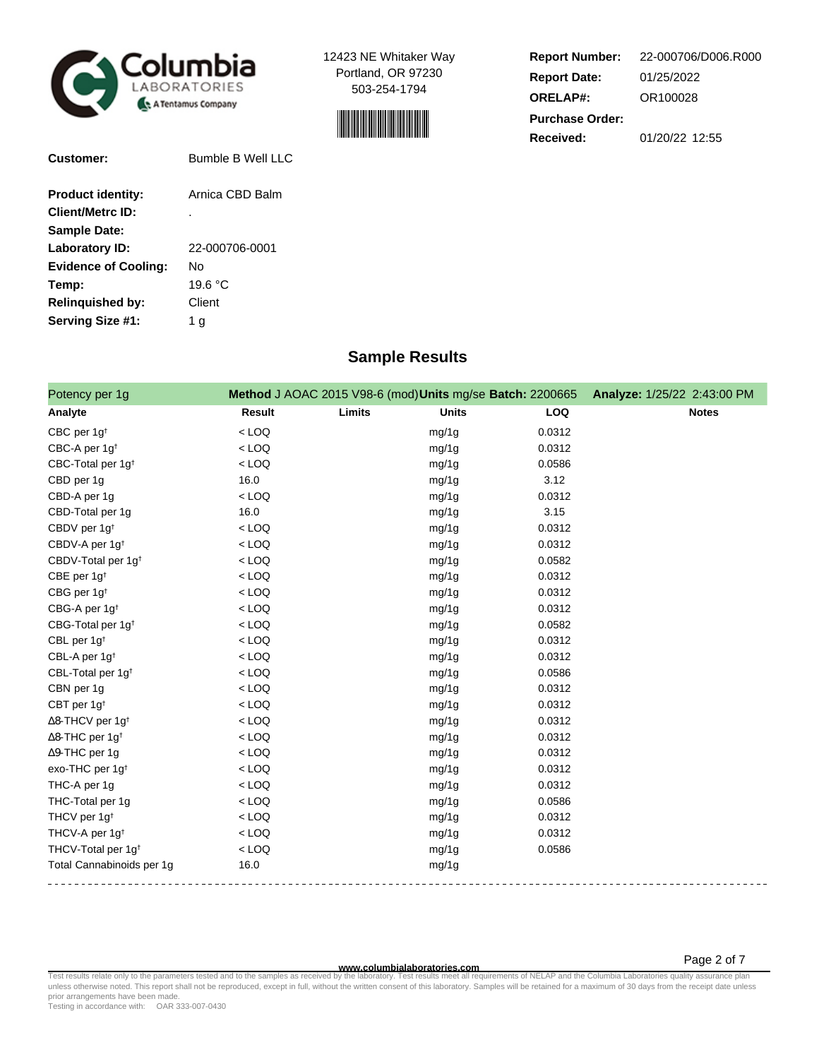Columbia LABORATORIES A Tentamus Company

12423 NE Whitaker Way
Portland, OR 97230
503-254-1794

**Report Number:** 22-000706/D006.R000
**Report Date:** 01/25/2022
**ORELAP#:** OR100028
**Purchase Order:**
**Received:** 01/20/22 12:55

**Customer:** Bumble B Well LLC

**Product identity:** Arnica CBD Balm
**Client/Metrc ID:** .
**Sample Date:**
**Laboratory ID:** 22-000706-0001
**Evidence of Cooling:** No
**Temp:** 19.6 °C
**Relinquished by:** Client
**Serving Size #1:** 1 g

## Sample Results

Potency per 1g — **Method** J AOAC 2015 V98-6 (mod) **Units** mg/se **Batch:** 2200665 **Analyze:** 1/25/22 2:43:00 PM

| Analyte | Result | Limits | Units | LOQ | Notes |
|---|---|---|---|---|---|
| CBC per 1g† | < LOQ | | mg/1g | 0.0312 | |
| CBC-A per 1g† | < LOQ | | mg/1g | 0.0312 | |
| CBC-Total per 1g† | < LOQ | | mg/1g | 0.0586 | |
| CBD per 1g | 16.0 | | mg/1g | 3.12 | |
| CBD-A per 1g | < LOQ | | mg/1g | 0.0312 | |
| CBD-Total per 1g | 16.0 | | mg/1g | 3.15 | |
| CBDV per 1g† | < LOQ | | mg/1g | 0.0312 | |
| CBDV-A per 1g† | < LOQ | | mg/1g | 0.0312 | |
| CBDV-Total per 1g† | < LOQ | | mg/1g | 0.0582 | |
| CBE per 1g† | < LOQ | | mg/1g | 0.0312 | |
| CBG per 1g† | < LOQ | | mg/1g | 0.0312 | |
| CBG-A per 1g† | < LOQ | | mg/1g | 0.0312 | |
| CBG-Total per 1g† | < LOQ | | mg/1g | 0.0582 | |
| CBL per 1g† | < LOQ | | mg/1g | 0.0312 | |
| CBL-A per 1g† | < LOQ | | mg/1g | 0.0312 | |
| CBL-Total per 1g† | < LOQ | | mg/1g | 0.0586 | |
| CBN per 1g | < LOQ | | mg/1g | 0.0312 | |
| CBT per 1g† | < LOQ | | mg/1g | 0.0312 | |
| Δ8-THCV per 1g† | < LOQ | | mg/1g | 0.0312 | |
| Δ8-THC per 1g† | < LOQ | | mg/1g | 0.0312 | |
| Δ9-THC per 1g | < LOQ | | mg/1g | 0.0312 | |
| exo-THC per 1g† | < LOQ | | mg/1g | 0.0312 | |
| THC-A per 1g | < LOQ | | mg/1g | 0.0312 | |
| THC-Total per 1g | < LOQ | | mg/1g | 0.0586 | |
| THCV per 1g† | < LOQ | | mg/1g | 0.0312 | |
| THCV-A per 1g† | < LOQ | | mg/1g | 0.0312 | |
| THCV-Total per 1g† | < LOQ | | mg/1g | 0.0586 | |
| Total Cannabinoids per 1g | 16.0 | | mg/1g | | |

www.columbialaboratories.com

Test results relate only to the parameters tested and to the samples as received by the laboratory. Test results meet all requirements of NELAP and the Columbia Laboratories quality assurance plan unless otherwise noted. This report shall not be reproduced, except in full, without the written consent of this laboratory. Samples will be retained for a maximum of 30 days from the receipt date unless prior arrangements have been made.
Testing in accordance with: OAR 333-007-0430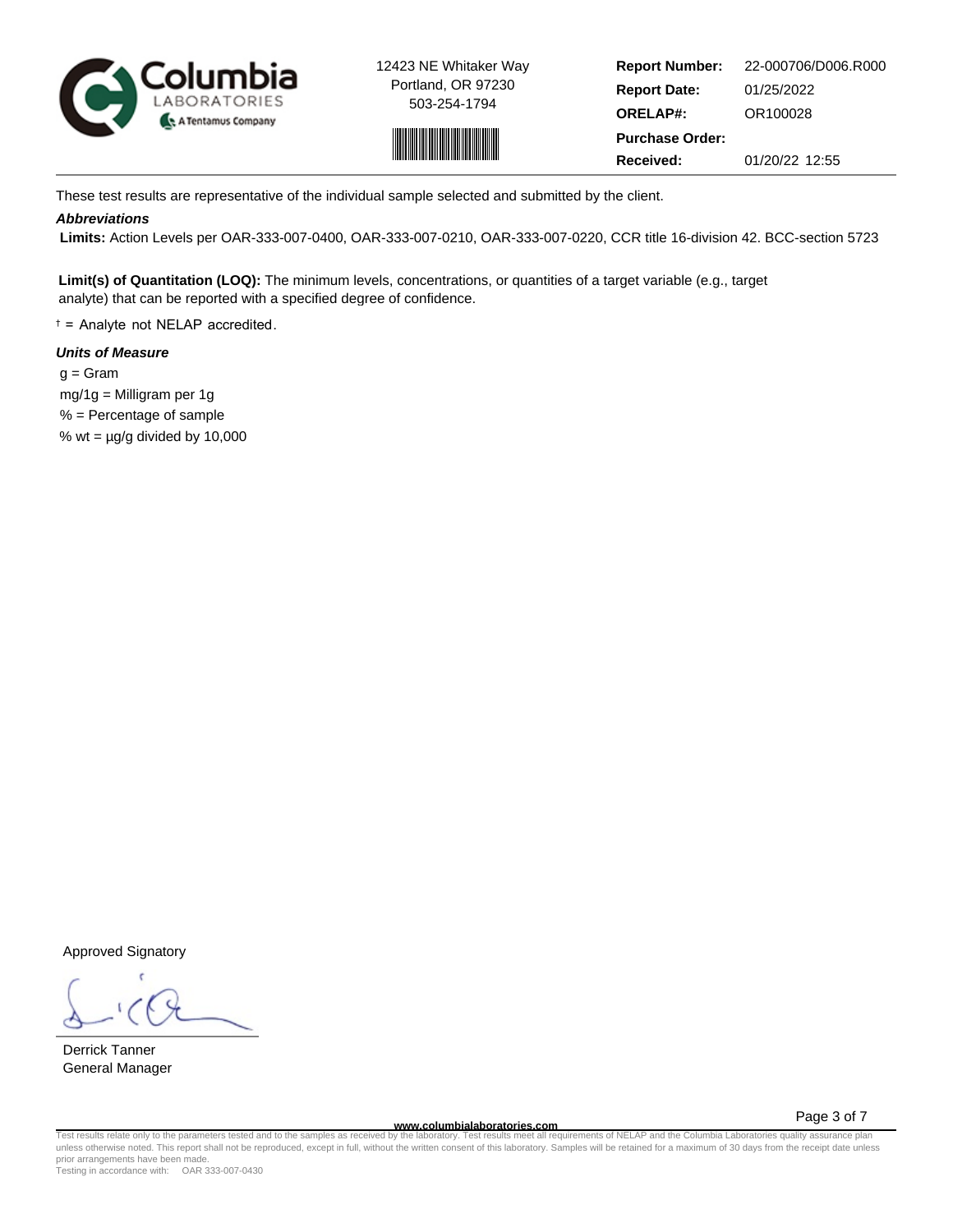12423 NE Whitaker Way
Portland, OR 97230
503-254-1794

| | |
|---|---|
| **Report Number:** | 22-000706/D006.R000 |
| **Report Date:** | 01/25/2022 |
| **ORELAP#:** | OR100028 |
| **Purchase Order:** | |
| **Received:** | 01/20/22 12:55 |

These test results are representative of the individual sample selected and submitted by the client.

***Abbreviations***

**Limits:** Action Levels per OAR-333-007-0400, OAR-333-007-0210, OAR-333-007-0220, CCR title 16-division 42. BCC-section 5723

**Limit(s) of Quantitation (LOQ):** The minimum levels, concentrations, or quantities of a target variable (e.g., target analyte) that can be reported with a specified degree of confidence.

† = Analyte not NELAP accredited.

***Units of Measure***

g = Gram
mg/1g = Milligram per 1g
% = Percentage of sample
% wt = µg/g divided by 10,000

Approved Signatory

Derrick Tanner
General Manager

www.columbialaboratories.com

Test results relate only to the parameters tested and to the samples as received by the laboratory. Test results meet all requirements of NELAP and the Columbia Laboratories quality assurance plan unless otherwise noted. This report shall not be reproduced, except in full, without the written consent of this laboratory. Samples will be retained for a maximum of 30 days from the receipt date unless prior arrangements have been made.
Testing in accordance with: OAR 333-007-0430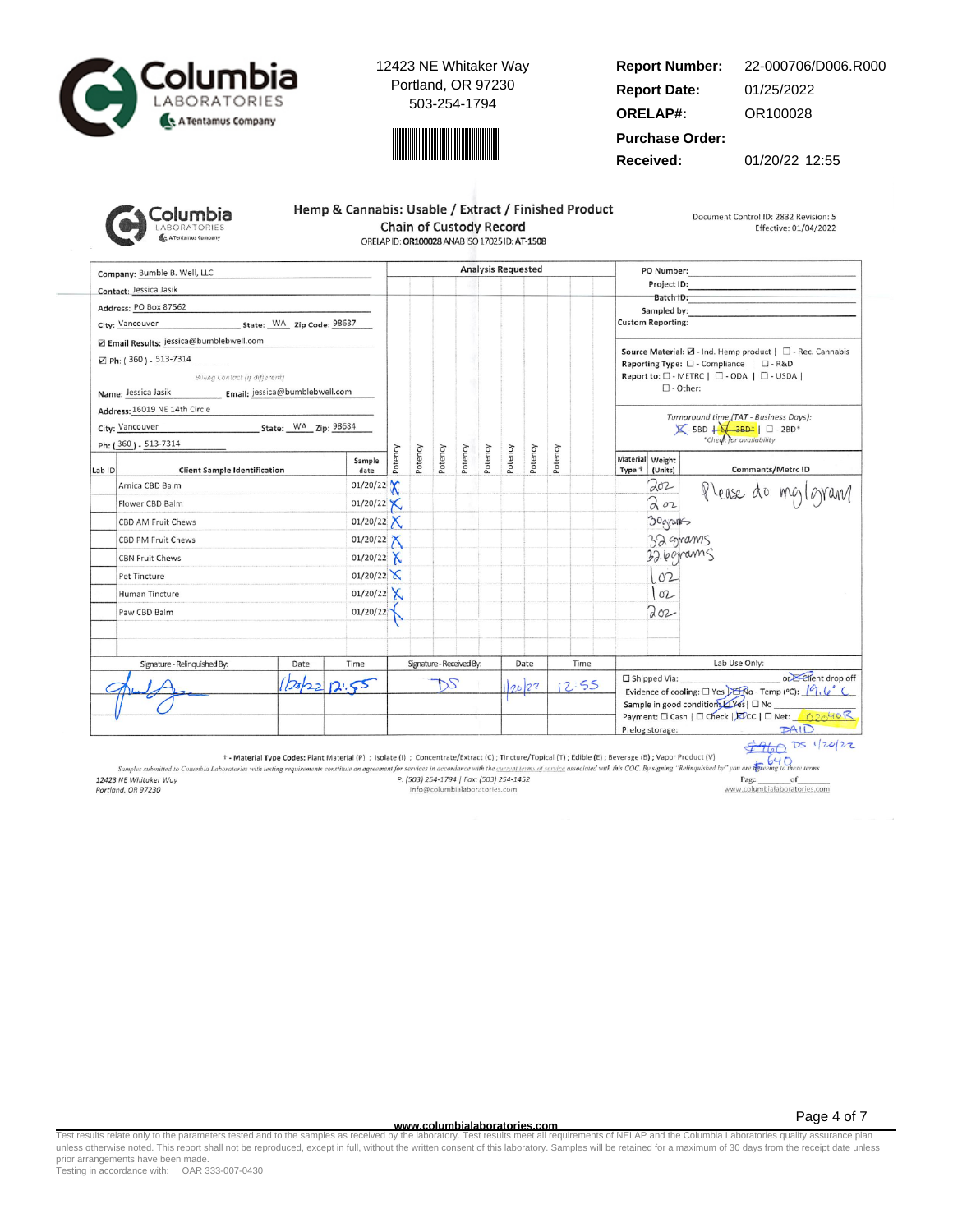Columbia LABORATORIES — A Tentamus Company

12423 NE Whitaker Way
Portland, OR 97230
503-254-1794

| | |
|---|---|
| **Report Number:** | 22-000706/D006.R000 |
| **Report Date:** | 01/25/2022 |
| **ORELAP#:** | OR100028 |
| **Purchase Order:** | |
| **Received:** | 01/20/22 12:55 |

## Hemp & Cannabis: Usable / Extract / Finished Product
## Chain of Custody Record

ORELAP ID: OR100028 ANAB ISO 17025 ID: AT-1508

Document Control ID: 2832 Revision: 5
Effective: 01/04/2022

Company: Bumble B. Well, LLC
Contact: Jessica Jasik
Address: PO Box 87562
City: Vancouver State: WA Zip Code: 98687
☑ Email Results: jessica@bumblebwell.com
☑ Ph: (360) - 513-7314

*Billing Contact (if different)*
Name: Jessica Jasik Email: jessica@bumblebwell.com
Address: 16019 NE 14th Circle
City: Vancouver State: WA Zip: 98684
Ph: (360) - 513-7314

PO Number:
Project ID:
Batch ID:
Sampled by:
Custom Reporting:

Source Material: ☑ - Ind. Hemp product | ☐ - Rec. Cannabis
Reporting Type: ☐ - Compliance | ☐ - R&D
Report to: ☐ - METRC | ☐ - ODA | ☐ - USDA |
☐ - Other:

*Turnaround time (TAT - Business Days):*
☒ - 5BD | ~~3BD~~ | ☐ - 2BD*
*Check for availability

**Analysis Requested**

| Lab ID | Client Sample Identification | Sample date | Potency | Potency | Potency | Potency | Potency | Potency | Potency | Potency | Material Type † | Weight (Units) | Comments/Metrc ID |
|---|---|---|---|---|---|---|---|---|---|---|---|---|---|
| | Arnica CBD Balm | 01/20/22 | X | | | | | | | | | 2oz | Please do mg/gram |
| | Flower CBD Balm | 01/20/22 | X | | | | | | | | | 2 oz | |
| | CBD AM Fruit Chews | 01/20/22 | X | | | | | | | | | 30grams | |
| | CBD PM Fruit Chews | 01/20/22 | X | | | | | | | | | 32 grams | |
| | CBN Fruit Chews | 01/20/22 | X | | | | | | | | | 32.6grams | |
| | Pet Tincture | 01/20/22 | X | | | | | | | | | 1oz | |
| | Human Tincture | 01/20/22 | X | | | | | | | | | 1oz | |
| | Paw CBD Balm | 01/20/22 | X | | | | | | | | | 2oz | |

| Signature - Relinquished By: | Date | Time | Signature - Received By: | Date | Time |
|---|---|---|---|---|---|
| (signature) | 1/20/22 | 12:55 | DS | 1/20/22 | 12:55 |

**Lab Use Only:**
☐ Shipped Via: or ☒ client drop off
Evidence of cooling: ☐ Yes ☒ No - Temp (°C): 19.6° C
Sample in good condition: ☒ Yes | ☐ No
Payment: ☐ Cash | ☐ Check | ☒ CC | ☐ Net: 02040R PAID
Prelog storage:
~~$960~~ $640 DS 1/20/22

† - Material Type Codes: Plant Material (P) ; Isolate (I) ; Concentrate/Extract (C) ; Tincture/Topical (T) ; Edible (E) ; Beverage (B) ; Vapor Product (V)

*Samples submitted to Columbia Laboratories with testing requirements constitute an agreement for services in accordance with the current terms of service associated with this COC. By signing "Relinquished by" you are agreeing to these terms*

12423 NE Whitaker Way
Portland, OR 97230
P: (503) 254-1794 | Fax: (503) 254-1452
info@columbialaboratories.com
www.columbialaboratories.com

Page ____ of ____

www.columbialaboratories.com

Test results relate only to the parameters tested and to the samples as received by the laboratory. Test results meet all requirements of NELAP and the Columbia Laboratories quality assurance plan unless otherwise noted. This report shall not be reproduced, except in full, without the written consent of this laboratory. Samples will be retained for a maximum of 30 days from the receipt date unless prior arrangements have been made.
Testing in accordance with: OAR 333-007-0430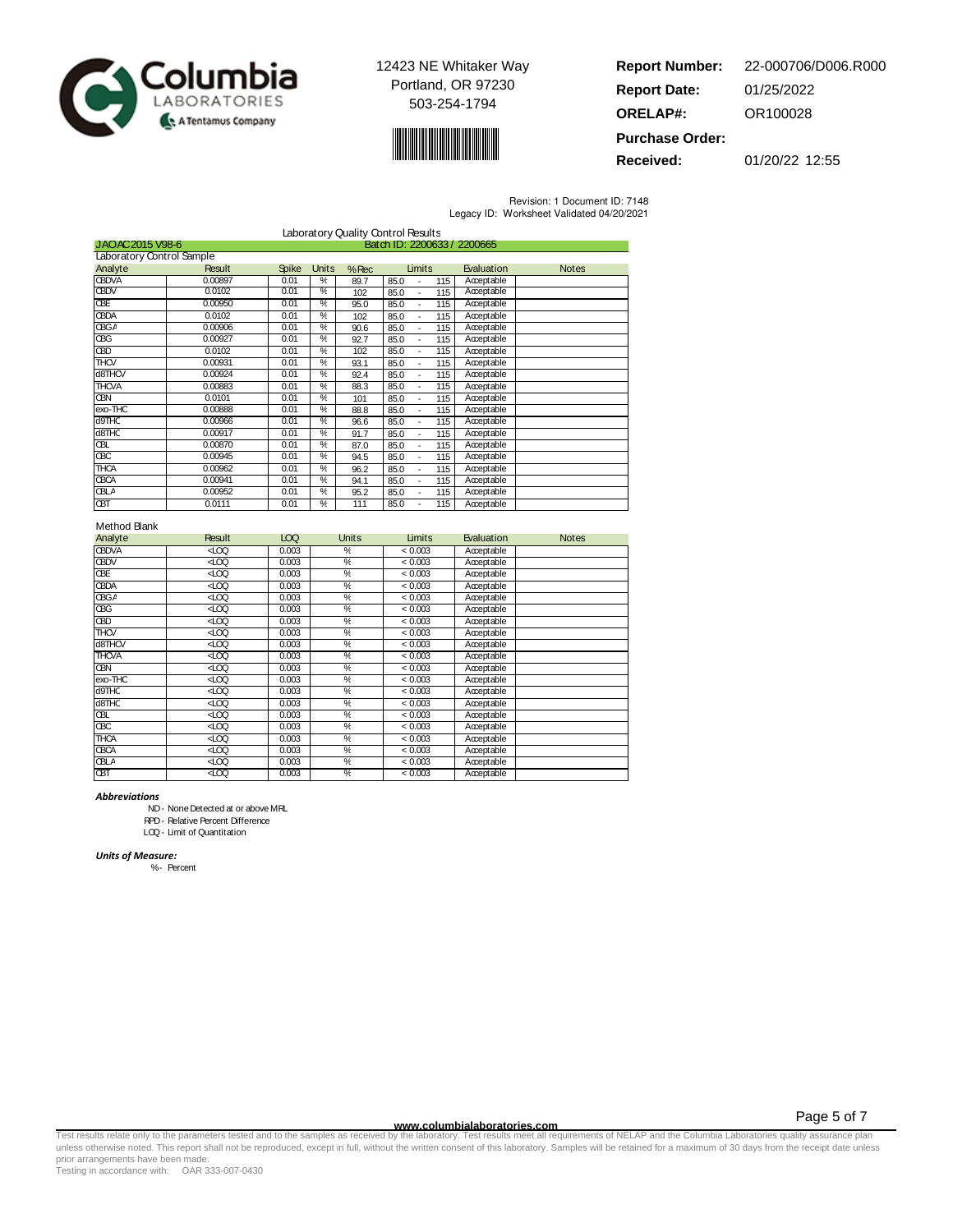Columbia LABORATORIES
A Tentamus Company

12423 NE Whitaker Way
Portland, OR 97230
503-254-1794

| | |
|---|---|
| **Report Number:** | 22-000706/D006.R000 |
| **Report Date:** | 01/25/2022 |
| **ORELAP#:** | OR100028 |
| **Purchase Order:** | |
| **Received:** | 01/20/22 12:55 |

Revision: 1 Document ID: 7148
Legacy ID: Worksheet Validated 04/20/2021

## Laboratory Quality Control Results

JAOAC2015 V98-6 — Batch ID: 2200633 / 2200665

### Laboratory Control Sample

| Analyte | Result | Spike | Units | %Rec | Limits | Evaluation | Notes |
|---|---|---|---|---|---|---|---|
| CBDVA | 0.00897 | 0.01 | % | 89.7 | 85.0 - 115 | Acceptable | |
| CBDV | 0.0102 | 0.01 | % | 102 | 85.0 - 115 | Acceptable | |
| CBE | 0.00950 | 0.01 | % | 95.0 | 85.0 - 115 | Acceptable | |
| CBDA | 0.0102 | 0.01 | % | 102 | 85.0 - 115 | Acceptable | |
| CBGA | 0.00906 | 0.01 | % | 90.6 | 85.0 - 115 | Acceptable | |
| CBG | 0.00927 | 0.01 | % | 92.7 | 85.0 - 115 | Acceptable | |
| CBD | 0.0102 | 0.01 | % | 102 | 85.0 - 115 | Acceptable | |
| THCV | 0.00931 | 0.01 | % | 93.1 | 85.0 - 115 | Acceptable | |
| d8THCV | 0.00924 | 0.01 | % | 92.4 | 85.0 - 115 | Acceptable | |
| THCVA | 0.00883 | 0.01 | % | 88.3 | 85.0 - 115 | Acceptable | |
| CBN | 0.0101 | 0.01 | % | 101 | 85.0 - 115 | Acceptable | |
| exo-THC | 0.00888 | 0.01 | % | 88.8 | 85.0 - 115 | Acceptable | |
| d9THC | 0.00966 | 0.01 | % | 96.6 | 85.0 - 115 | Acceptable | |
| d8THC | 0.00917 | 0.01 | % | 91.7 | 85.0 - 115 | Acceptable | |
| CBL | 0.00870 | 0.01 | % | 87.0 | 85.0 - 115 | Acceptable | |
| CBC | 0.00945 | 0.01 | % | 94.5 | 85.0 - 115 | Acceptable | |
| THCA | 0.00962 | 0.01 | % | 96.2 | 85.0 - 115 | Acceptable | |
| CBCA | 0.00941 | 0.01 | % | 94.1 | 85.0 - 115 | Acceptable | |
| CBLA | 0.00952 | 0.01 | % | 95.2 | 85.0 - 115 | Acceptable | |
| CBT | 0.0111 | 0.01 | % | 111 | 85.0 - 115 | Acceptable | |

### Method Blank

| Analyte | Result | LOQ | Units | Limits | Evaluation | Notes |
|---|---|---|---|---|---|---|
| CBDVA | <LOQ | 0.003 | % | < 0.003 | Acceptable | |
| CBDV | <LOQ | 0.003 | % | < 0.003 | Acceptable | |
| CBE | <LOQ | 0.003 | % | < 0.003 | Acceptable | |
| CBDA | <LOQ | 0.003 | % | < 0.003 | Acceptable | |
| CBGA | <LOQ | 0.003 | % | < 0.003 | Acceptable | |
| CBG | <LOQ | 0.003 | % | < 0.003 | Acceptable | |
| CBD | <LOQ | 0.003 | % | < 0.003 | Acceptable | |
| THCV | <LOQ | 0.003 | % | < 0.003 | Acceptable | |
| d8THCV | <LOQ | 0.003 | % | < 0.003 | Acceptable | |
| THCVA | <LOQ | 0.003 | % | < 0.003 | Acceptable | |
| CBN | <LOQ | 0.003 | % | < 0.003 | Acceptable | |
| exo-THC | <LOQ | 0.003 | % | < 0.003 | Acceptable | |
| d9THC | <LOQ | 0.003 | % | < 0.003 | Acceptable | |
| d8THC | <LOQ | 0.003 | % | < 0.003 | Acceptable | |
| CBL | <LOQ | 0.003 | % | < 0.003 | Acceptable | |
| CBC | <LOQ | 0.003 | % | < 0.003 | Acceptable | |
| THCA | <LOQ | 0.003 | % | < 0.003 | Acceptable | |
| CBCA | <LOQ | 0.003 | % | < 0.003 | Acceptable | |
| CBLA | <LOQ | 0.003 | % | < 0.003 | Acceptable | |
| CBT | <LOQ | 0.003 | % | < 0.003 | Acceptable | |

***Abbreviations***

ND - None Detected at or above MRL
RPD - Relative Percent Difference
LOQ - Limit of Quantitation

***Units of Measure:***

% - Percent

www.columbialaboratories.com

Test results relate only to the parameters tested and to the samples as received by the laboratory. Test results meet all requirements of NELAP and the Columbia Laboratories quality assurance plan unless otherwise noted. This report shall not be reproduced, except in full, without the written consent of this laboratory. Samples will be retained for a maximum of 30 days from the receipt date unless prior arrangements have been made.
Testing in accordance with: OAR 333-007-0430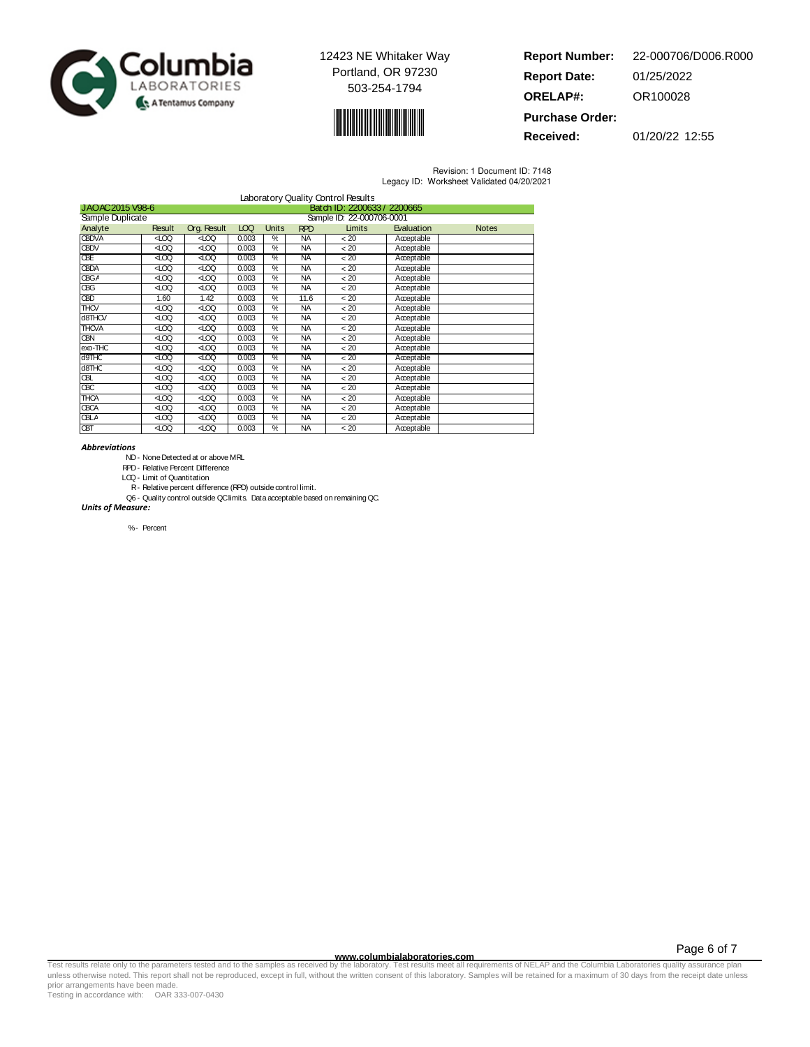12423 NE Whitaker Way
Portland, OR 97230
503-254-1794

**Report Number:** 22-000706/D006.R000
**Report Date:** 01/25/2022
**ORELAP#:** OR100028
**Purchase Order:**
**Received:** 01/20/22 12:55

Revision: 1 Document ID: 7148
Legacy ID: Worksheet Validated 04/20/2021

## Laboratory Quality Control Results

JAOAC2015 V98-6 — Batch ID: 2200633 / 2200665

Sample Duplicate — Sample ID: 22-000706-0001

| Analyte | Result | Org. Result | LOQ | Units | RPD | Limits | Evaluation | Notes |
|---|---|---|---|---|---|---|---|---|
| CBDVA | <LOQ | <LOQ | 0.003 | % | NA | < 20 | Acceptable | |
| CBDV | <LOQ | <LOQ | 0.003 | % | NA | < 20 | Acceptable | |
| CBE | <LOQ | <LOQ | 0.003 | % | NA | < 20 | Acceptable | |
| CBDA | <LOQ | <LOQ | 0.003 | % | NA | < 20 | Acceptable | |
| CBGA | <LOQ | <LOQ | 0.003 | % | NA | < 20 | Acceptable | |
| CBG | <LOQ | <LOQ | 0.003 | % | NA | < 20 | Acceptable | |
| CBD | 1.60 | 1.42 | 0.003 | % | 11.6 | < 20 | Acceptable | |
| THCV | <LOQ | <LOQ | 0.003 | % | NA | < 20 | Acceptable | |
| d8THCV | <LOQ | <LOQ | 0.003 | % | NA | < 20 | Acceptable | |
| THCVA | <LOQ | <LOQ | 0.003 | % | NA | < 20 | Acceptable | |
| CBN | <LOQ | <LOQ | 0.003 | % | NA | < 20 | Acceptable | |
| exo-THC | <LOQ | <LOQ | 0.003 | % | NA | < 20 | Acceptable | |
| d9THC | <LOQ | <LOQ | 0.003 | % | NA | < 20 | Acceptable | |
| d8THC | <LOQ | <LOQ | 0.003 | % | NA | < 20 | Acceptable | |
| CBL | <LOQ | <LOQ | 0.003 | % | NA | < 20 | Acceptable | |
| CBC | <LOQ | <LOQ | 0.003 | % | NA | < 20 | Acceptable | |
| THCA | <LOQ | <LOQ | 0.003 | % | NA | < 20 | Acceptable | |
| CBCA | <LOQ | <LOQ | 0.003 | % | NA | < 20 | Acceptable | |
| CBLA | <LOQ | <LOQ | 0.003 | % | NA | < 20 | Acceptable | |
| CBT | <LOQ | <LOQ | 0.003 | % | NA | < 20 | Acceptable | |

***Abbreviations***

- ND - None Detected at or above MRL
- RPD - Relative Percent Difference
- LOQ - Limit of Quantitation
- R - Relative percent difference (RPD) outside control limit.
- Q6 - Quality control outside QC limits. Data acceptable based on remaining QC.

***Units of Measure:***

- % - Percent

www.columbialaboratories.com

Test results relate only to the parameters tested and to the samples as received by the laboratory. Test results meet all requirements of NELAP and the Columbia Laboratories quality assurance plan unless otherwise noted. This report shall not be reproduced, except in full, without the written consent of this laboratory. Samples will be retained for a maximum of 30 days from the receipt date unless prior arrangements have been made.
Testing in accordance with: OAR 333-007-0430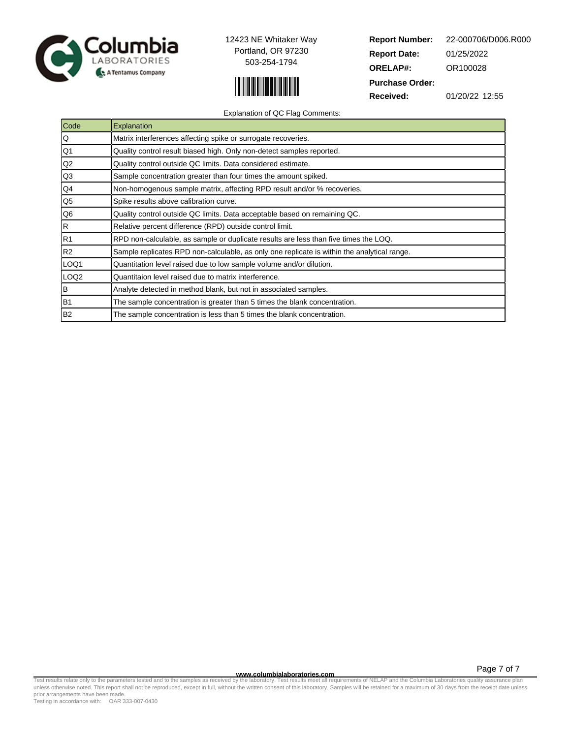12423 NE Whitaker Way
Portland, OR 97230
503-254-1794

**Report Number:** 22-000706/D006.R000
**Report Date:** 01/25/2022
**ORELAP#:** OR100028
**Purchase Order:**
**Received:** 01/20/22 12:55

Explanation of QC Flag Comments:

| Code | Explanation |
| --- | --- |
| Q | Matrix interferences affecting spike or surrogate recoveries. |
| Q1 | Quality control result biased high. Only non-detect samples reported. |
| Q2 | Quality control outside QC limits. Data considered estimate. |
| Q3 | Sample concentration greater than four times the amount spiked. |
| Q4 | Non-homogenous sample matrix, affecting RPD result and/or % recoveries. |
| Q5 | Spike results above calibration curve. |
| Q6 | Quality control outside QC limits. Data acceptable based on remaining QC. |
| R | Relative percent difference (RPD) outside control limit. |
| R1 | RPD non-calculable, as sample or duplicate results are less than five times the LOQ. |
| R2 | Sample replicates RPD non-calculable, as only one replicate is within the analytical range. |
| LOQ1 | Quantitation level raised due to low sample volume and/or dilution. |
| LOQ2 | Quantitaion level raised due to matrix interference. |
| B | Analyte detected in method blank, but not in associated samples. |
| B1 | The sample concentration is greater than 5 times the blank concentration. |
| B2 | The sample concentration is less than 5 times the blank concentration. |

www.columbialaboratories.com

Test results relate only to the parameters tested and to the samples as received by the laboratory. Test results meet all requirements of NELAP and the Columbia Laboratories quality assurance plan unless otherwise noted. This report shall not be reproduced, except in full, without the written consent of this laboratory. Samples will be retained for a maximum of 30 days from the receipt date unless prior arrangements have been made.
Testing in accordance with: OAR 333-007-0430